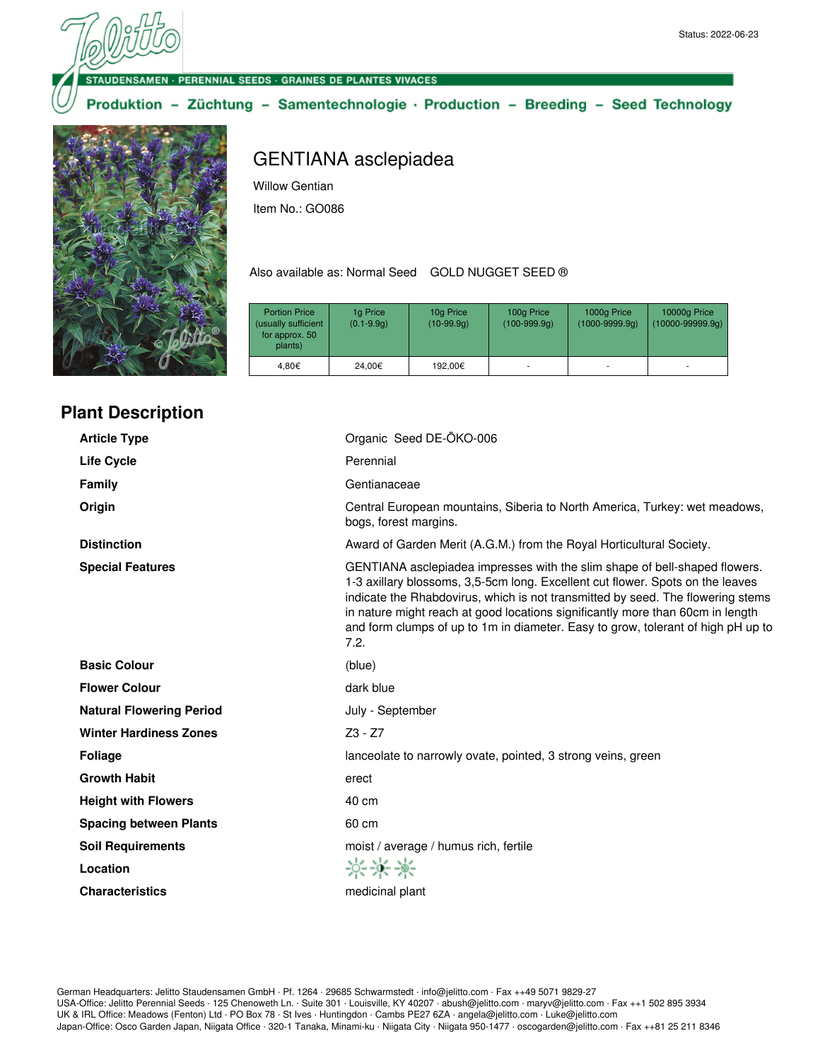Status: 2022-06-23

STAUDENSAMEN · PERENNIAL SEEDS · GRAINES DE PLANTES VIVACES

Produktion – Züchtung – Samentechnologie · Production – Breeding – Seed Technology

# GENTIANA asclepiadea

Willow Gentian

Item No.: GO086

Also available as: Normal Seed GOLD NUGGET SEED ®

| Portion Price (usually sufficient for approx. 50 plants) | 1g Price (0.1-9.9g) | 10g Price (10-99.9g) | 100g Price (100-999.9g) | 1000g Price (1000-9999.9g) | 10000g Price (10000-99999.9g) |
|---|---|---|---|---|---|
| 4,80€ | 24,00€ | 192,00€ | - | - | - |

## Plant Description

| | |
|---|---|
| **Article Type** | Organic Seed DE-ÖKO-006 |
| **Life Cycle** | Perennial |
| **Family** | Gentianaceae |
| **Origin** | Central European mountains, Siberia to North America, Turkey: wet meadows, bogs, forest margins. |
| **Distinction** | Award of Garden Merit (A.G.M.) from the Royal Horticultural Society. |
| **Special Features** | GENTIANA asclepiadea impresses with the slim shape of bell-shaped flowers. 1-3 axillary blossoms, 3,5-5cm long. Excellent cut flower. Spots on the leaves indicate the Rhabdovirus, which is not transmitted by seed. The flowering stems in nature might reach at good locations significantly more than 60cm in length and form clumps of up to 1m in diameter. Easy to grow, tolerant of high pH up to 7.2. |
| **Basic Colour** | (blue) |
| **Flower Colour** | dark blue |
| **Natural Flowering Period** | July - September |
| **Winter Hardiness Zones** | Z3 - Z7 |
| **Foliage** | lanceolate to narrowly ovate, pointed, 3 strong veins, green |
| **Growth Habit** | erect |
| **Height with Flowers** | 40 cm |
| **Spacing between Plants** | 60 cm |
| **Soil Requirements** | moist / average / humus rich, fertile |
| **Location** | |
| **Characteristics** | medicinal plant |

German Headquarters: Jelitto Staudensamen GmbH · Pf. 1264 · 29685 Schwarmstedt · info@jelitto.com · Fax ++49 5071 9829-27
USA-Office: Jelitto Perennial Seeds · 125 Chenoweth Ln. · Suite 301 · Louisville, KY 40207 · abush@jelitto.com · maryv@jelitto.com · Fax ++1 502 895 3934
UK & IRL Office: Meadows (Fenton) Ltd · PO Box 78 · St Ives · Huntingdon · Cambs PE27 6ZA · angela@jelitto.com · Luke@jelitto.com
Japan-Office: Osco Garden Japan, Niigata Office · 320-1 Tanaka, Minami-ku · Niigata City · Niigata 950-1477 · oscogarden@jelitto.com · Fax ++81 25 211 8346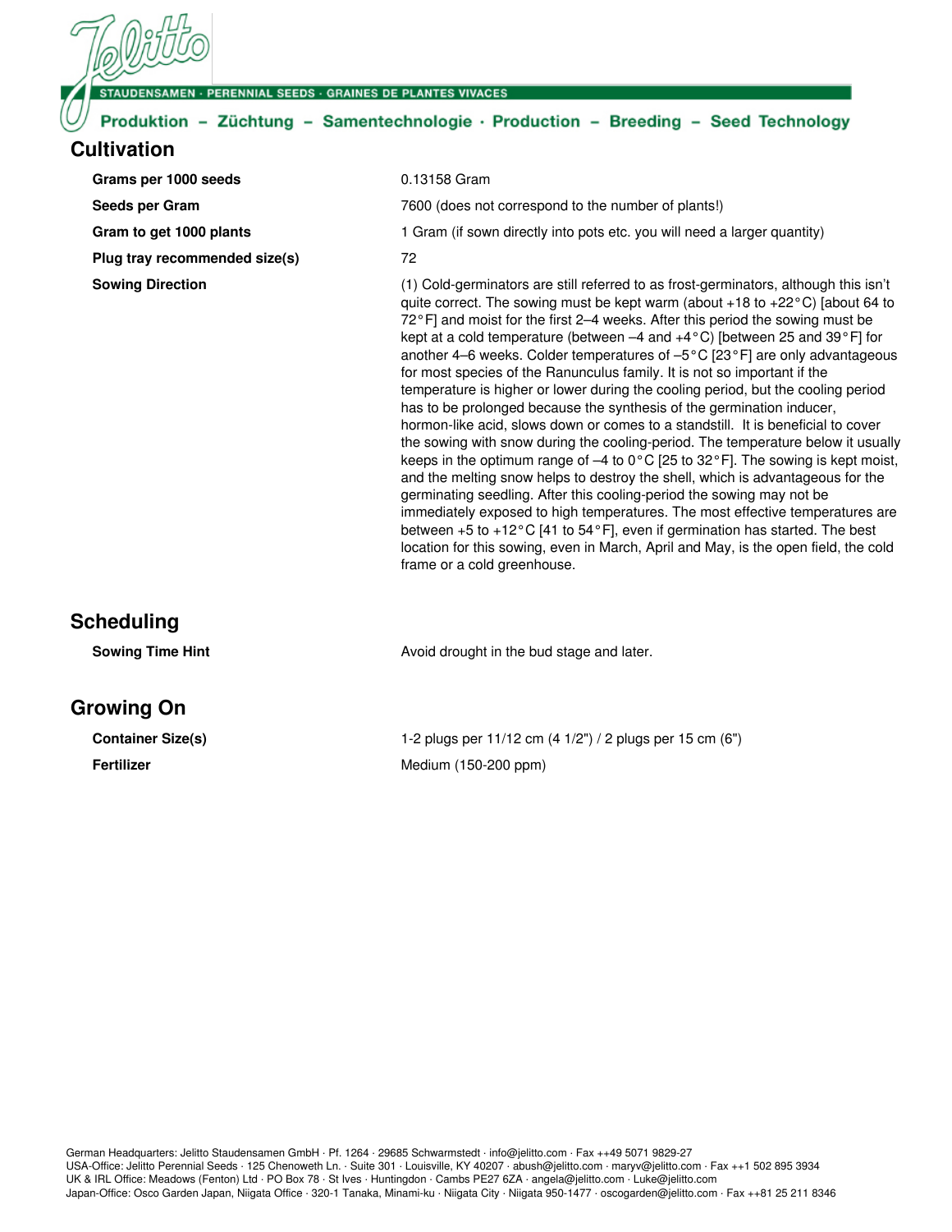## Cultivation

| | |
|---|---|
| **Grams per 1000 seeds** | 0.13158 Gram |
| **Seeds per Gram** | 7600 (does not correspond to the number of plants!) |
| **Gram to get 1000 plants** | 1 Gram (if sown directly into pots etc. you will need a larger quantity) |
| **Plug tray recommended size(s)** | 72 |
| **Sowing Direction** | (1) Cold-germinators are still referred to as frost-germinators, although this isn't quite correct. The sowing must be kept warm (about +18 to +22°C) [about 64 to 72°F] and moist for the first 2–4 weeks. After this period the sowing must be kept at a cold temperature (between –4 and +4°C) [between 25 and 39°F] for another 4–6 weeks. Colder temperatures of –5°C [23°F] are only advantageous for most species of the Ranunculus family. It is not so important if the temperature is higher or lower during the cooling period, but the cooling period has to be prolonged because the synthesis of the germination inducer, hormon-like acid, slows down or comes to a standstill. It is beneficial to cover the sowing with snow during the cooling-period. The temperature below it usually keeps in the optimum range of –4 to 0°C [25 to 32°F]. The sowing is kept moist, and the melting snow helps to destroy the shell, which is advantageous for the germinating seedling. After this cooling-period the sowing may not be immediately exposed to high temperatures. The most effective temperatures are between +5 to +12°C [41 to 54°F], even if germination has started. The best location for this sowing, even in March, April and May, is the open field, the cold frame or a cold greenhouse. |

## Scheduling

| | |
|---|---|
| **Sowing Time Hint** | Avoid drought in the bud stage and later. |

## Growing On

| | |
|---|---|
| **Container Size(s)** | 1-2 plugs per 11/12 cm (4 1/2") / 2 plugs per 15 cm (6") |
| **Fertilizer** | Medium (150-200 ppm) |